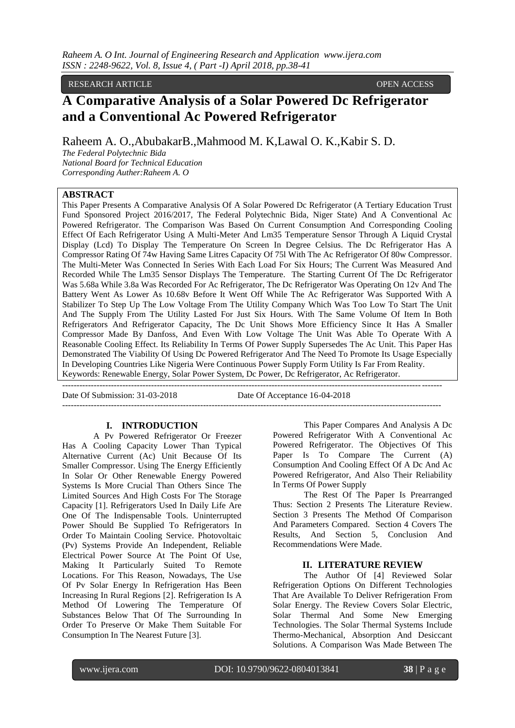RESEARCH ARTICLE OPEN ACCESS

# A Comparative Analysis of a Solar Powered Dc Refrigerator and a Conventional Ac Powered Refrigerator

Raheem A. O.,AbubakarB.,Mahmood M. K,Lawal O. K.,Kabir S. D.

*The Federal Polytechnic Bida*
*National Board for Technical Education*
*Corresponding Auther:Raheem A. O*

## ABSTRACT

This Paper Presents A Comparative Analysis Of A Solar Powered Dc Refrigerator (A Tertiary Education Trust Fund Sponsored Project 2016/2017, The Federal Polytechnic Bida, Niger State) And A Conventional Ac Powered Refrigerator. The Comparison Was Based On Current Consumption And Corresponding Cooling Effect Of Each Refrigerator Using A Multi-Meter And Lm35 Temperature Sensor Through A Liquid Crystal Display (Lcd) To Display The Temperature On Screen In Degree Celsius. The Dc Refrigerator Has A Compressor Rating Of 74w Having Same Litres Capacity Of 75l With The Ac Refrigerator Of 80w Compressor. The Multi-Meter Was Connected In Series With Each Load For Six Hours; The Current Was Measured And Recorded While The Lm35 Sensor Displays The Temperature. The Starting Current Of The Dc Refrigerator Was 5.68a While 3.8a Was Recorded For Ac Refrigerator, The Dc Refrigerator Was Operating On 12v And The Battery Went As Lower As 10.68v Before It Went Off While The Ac Refrigerator Was Supported With A Stabilizer To Step Up The Low Voltage From The Utility Company Which Was Too Low To Start The Unit And The Supply From The Utility Lasted For Just Six Hours. With The Same Volume Of Item In Both Refrigerators And Refrigerator Capacity, The Dc Unit Shows More Efficiency Since It Has A Smaller Compressor Made By Danfoss, And Even With Low Voltage The Unit Was Able To Operate With A Reasonable Cooling Effect. Its Reliability In Terms Of Power Supply Supersedes The Ac Unit. This Paper Has Demonstrated The Viability Of Using Dc Powered Refrigerator And The Need To Promote Its Usage Especially In Developing Countries Like Nigeria Were Continuous Power Supply Form Utility Is Far From Reality.

Keywords: Renewable Energy, Solar Power System, Dc Power, Dc Refrigerator, Ac Refrigerator.

---

Date Of Submission: 31-03-2018 Date Of Acceptance 16-04-2018

---

## I. INTRODUCTION

A Pv Powered Refrigerator Or Freezer Has A Cooling Capacity Lower Than Typical Alternative Current (Ac) Unit Because Of Its Smaller Compressor. Using The Energy Efficiently In Solar Or Other Renewable Energy Powered Systems Is More Crucial Than Others Since The Limited Sources And High Costs For The Storage Capacity [1]. Refrigerators Used In Daily Life Are One Of The Indispensable Tools. Uninterrupted Power Should Be Supplied To Refrigerators In Order To Maintain Cooling Service. Photovoltaic (Pv) Systems Provide An Independent, Reliable Electrical Power Source At The Point Of Use, Making It Particularly Suited To Remote Locations. For This Reason, Nowadays, The Use Of Pv Solar Energy In Refrigeration Has Been Increasing In Rural Regions [2]. Refrigeration Is A Method Of Lowering The Temperature Of Substances Below That Of The Surrounding In Order To Preserve Or Make Them Suitable For Consumption In The Nearest Future [3].

This Paper Compares And Analysis A Dc Powered Refrigerator With A Conventional Ac Powered Refrigerator. The Objectives Of This Paper Is To Compare The Current (A) Consumption And Cooling Effect Of A Dc And Ac Powered Refrigerator, And Also Their Reliability In Terms Of Power Supply

The Rest Of The Paper Is Prearranged Thus: Section 2 Presents The Literature Review. Section 3 Presents The Method Of Comparison And Parameters Compared. Section 4 Covers The Results, And Section 5, Conclusion And Recommendations Were Made.

## II. LITERATURE REVIEW

The Author Of [4] Reviewed Solar Refrigeration Options On Different Technologies That Are Available To Deliver Refrigeration From Solar Energy. The Review Covers Solar Electric, Solar Thermal And Some New Emerging Technologies. The Solar Thermal Systems Include Thermo-Mechanical, Absorption And Desiccant Solutions. A Comparison Was Made Between The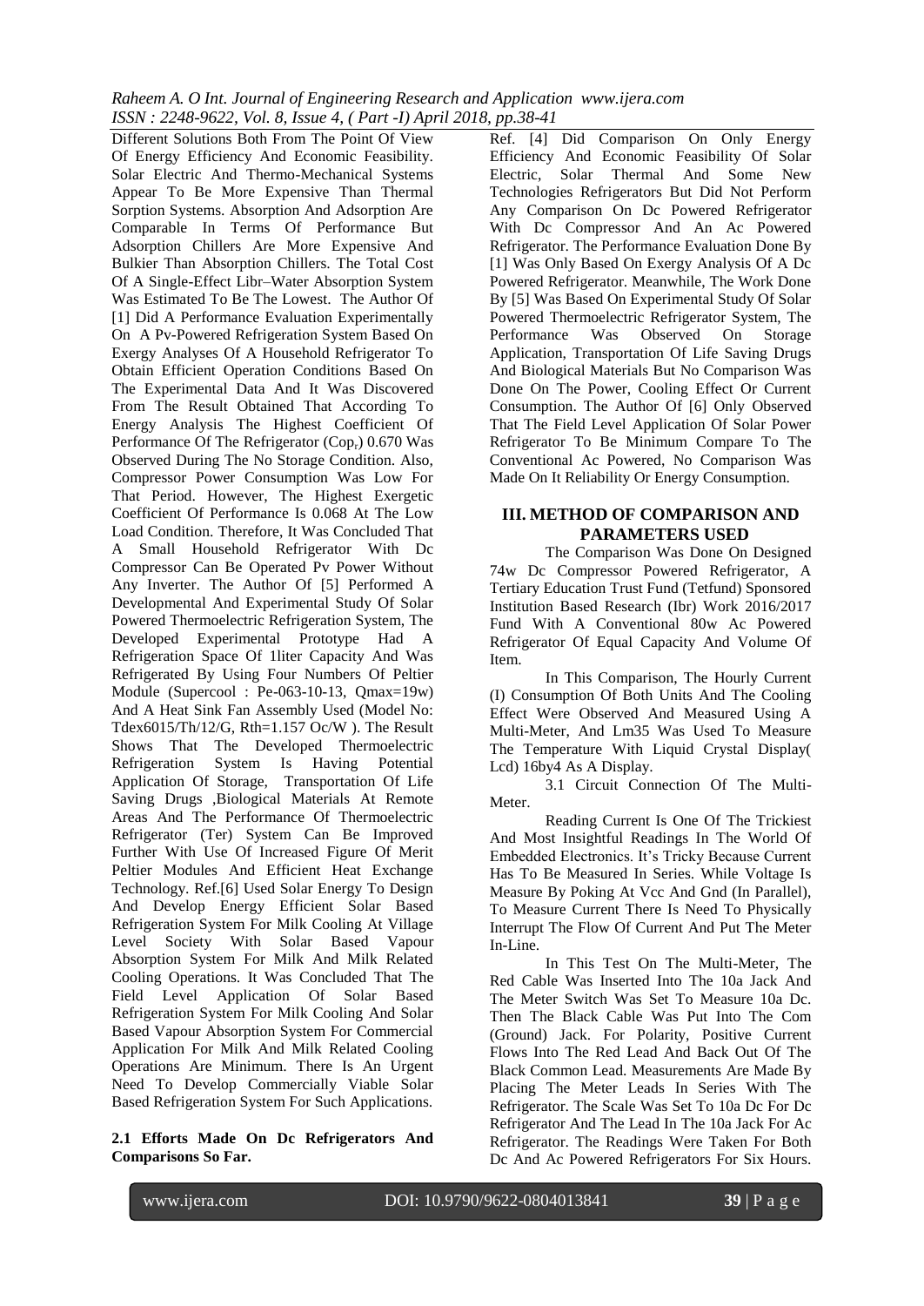Different Solutions Both From The Point Of View Of Energy Efficiency And Economic Feasibility. Solar Electric And Thermo-Mechanical Systems Appear To Be More Expensive Than Thermal Sorption Systems. Absorption And Adsorption Are Comparable In Terms Of Performance But Adsorption Chillers Are More Expensive And Bulkier Than Absorption Chillers. The Total Cost Of A Single-Effect Libr–Water Absorption System Was Estimated To Be The Lowest. The Author Of [1] Did A Performance Evaluation Experimentally On A Pv-Powered Refrigeration System Based On Exergy Analyses Of A Household Refrigerator To Obtain Efficient Operation Conditions Based On The Experimental Data And It Was Discovered From The Result Obtained That According To Energy Analysis The Highest Coefficient Of Performance Of The Refrigerator ($Cop_r$) 0.670 Was Observed During The No Storage Condition. Also, Compressor Power Consumption Was Low For That Period. However, The Highest Exergetic Coefficient Of Performance Is 0.068 At The Low Load Condition. Therefore, It Was Concluded That A Small Household Refrigerator With Dc Compressor Can Be Operated Pv Power Without Any Inverter. The Author Of [5] Performed A Developmental And Experimental Study Of Solar Powered Thermoelectric Refrigeration System, The Developed Experimental Prototype Had A Refrigeration Space Of 1liter Capacity And Was Refrigerated By Using Four Numbers Of Peltier Module (Supercool : Pe-063-10-13, Qmax=19w) And A Heat Sink Fan Assembly Used (Model No: Tdex6015/Th/12/G, Rth=1.157 Oc/W ). The Result Shows That The Developed Thermoelectric Refrigeration System Is Having Potential Application Of Storage, Transportation Of Life Saving Drugs ,Biological Materials At Remote Areas And The Performance Of Thermoelectric Refrigerator (Ter) System Can Be Improved Further With Use Of Increased Figure Of Merit Peltier Modules And Efficient Heat Exchange Technology. Ref.[6] Used Solar Energy To Design And Develop Energy Efficient Solar Based Refrigeration System For Milk Cooling At Village Level Society With Solar Based Vapour Absorption System For Milk And Milk Related Cooling Operations. It Was Concluded That The Field Level Application Of Solar Based Refrigeration System For Milk Cooling And Solar Based Vapour Absorption System For Commercial Application For Milk And Milk Related Cooling Operations Are Minimum. There Is An Urgent Need To Develop Commercially Viable Solar Based Refrigeration System For Such Applications.

**2.1 Efforts Made On Dc Refrigerators And Comparisons So Far.**

Ref. [4] Did Comparison On Only Energy Efficiency And Economic Feasibility Of Solar Electric, Solar Thermal And Some New Technologies Refrigerators But Did Not Perform Any Comparison On Dc Powered Refrigerator With Dc Compressor And An Ac Powered Refrigerator. The Performance Evaluation Done By [1] Was Only Based On Exergy Analysis Of A Dc Powered Refrigerator. Meanwhile, The Work Done By [5] Was Based On Experimental Study Of Solar Powered Thermoelectric Refrigerator System, The Performance Was Observed On Storage Application, Transportation Of Life Saving Drugs And Biological Materials But No Comparison Was Done On The Power, Cooling Effect Or Current Consumption. The Author Of [6] Only Observed That The Field Level Application Of Solar Power Refrigerator To Be Minimum Compare To The Conventional Ac Powered, No Comparison Was Made On It Reliability Or Energy Consumption.

## III. METHOD OF COMPARISON AND PARAMETERS USED

The Comparison Was Done On Designed 74w Dc Compressor Powered Refrigerator, A Tertiary Education Trust Fund (Tetfund) Sponsored Institution Based Research (Ibr) Work 2016/2017 Fund With A Conventional 80w Ac Powered Refrigerator Of Equal Capacity And Volume Of Item.

In This Comparison, The Hourly Current (I) Consumption Of Both Units And The Cooling Effect Were Observed And Measured Using A Multi-Meter, And Lm35 Was Used To Measure The Temperature With Liquid Crystal Display( Lcd) 16by4 As A Display.

3.1 Circuit Connection Of The Multi-Meter.

Reading Current Is One Of The Trickiest And Most Insightful Readings In The World Of Embedded Electronics. It's Tricky Because Current Has To Be Measured In Series. While Voltage Is Measure By Poking At Vcc And Gnd (In Parallel), To Measure Current There Is Need To Physically Interrupt The Flow Of Current And Put The Meter In-Line.

In This Test On The Multi-Meter, The Red Cable Was Inserted Into The 10a Jack And The Meter Switch Was Set To Measure 10a Dc. Then The Black Cable Was Put Into The Com (Ground) Jack. For Polarity, Positive Current Flows Into The Red Lead And Back Out Of The Black Common Lead. Measurements Are Made By Placing The Meter Leads In Series With The Refrigerator. The Scale Was Set To 10a Dc For Dc Refrigerator And The Lead In The 10a Jack For Ac Refrigerator. The Readings Were Taken For Both Dc And Ac Powered Refrigerators For Six Hours.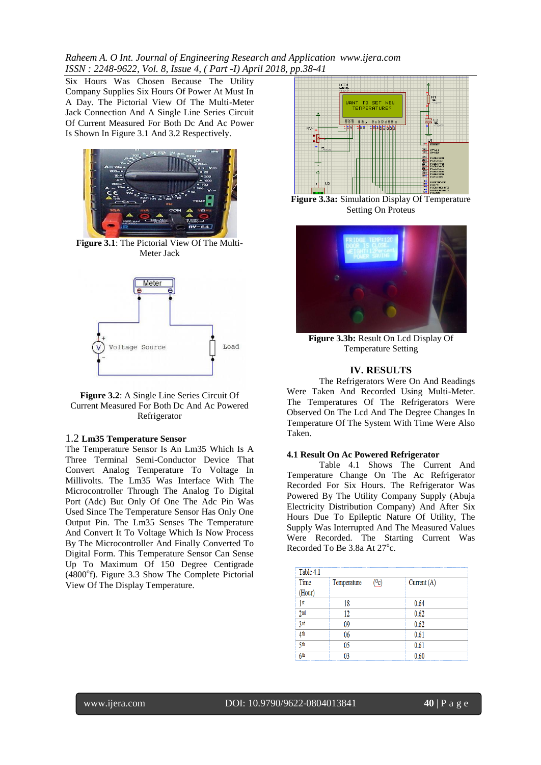Six Hours Was Chosen Because The Utility Company Supplies Six Hours Of Power At Must In A Day. The Pictorial View Of The Multi-Meter Jack Connection And A Single Line Series Circuit Of Current Measured For Both Dc And Ac Power Is Shown In Figure 3.1 And 3.2 Respectively.

**Figure 3.1**: The Pictorial View Of The Multi-Meter Jack

**Figure 3.2**: A Single Line Series Circuit Of Current Measured For Both Dc And Ac Powered Refrigerator

### 1.2 Lm35 Temperature Sensor

The Temperature Sensor Is An Lm35 Which Is A Three Terminal Semi-Conductor Device That Convert Analog Temperature To Voltage In Millivolts. The Lm35 Was Interface With The Microcontroller Through The Analog To Digital Port (Adc) But Only Of One The Adc Pin Was Used Since The Temperature Sensor Has Only One Output Pin. The Lm35 Senses The Temperature And Convert It To Voltage Which Is Now Process By The Microcontroller And Finally Converted To Digital Form. This Temperature Sensor Can Sense Up To Maximum Of 150 Degree Centigrade (4800$^{o}$f). Figure 3.3 Show The Complete Pictorial View Of The Display Temperature.

**Figure 3.3a:** Simulation Display Of Temperature Setting On Proteus

**Figure 3.3b:** Result On Lcd Display Of Temperature Setting

## IV. RESULTS

The Refrigerators Were On And Readings Were Taken And Recorded Using Multi-Meter. The Temperatures Of The Refrigerators Were Observed On The Lcd And The Degree Changes In Temperature Of The System With Time Were Also Taken.

### 4.1 Result On Ac Powered Refrigerator

Table 4.1 Shows The Current And Temperature Change On The Ac Refrigerator Recorded For Six Hours. The Refrigerator Was Powered By The Utility Company Supply (Abuja Electricity Distribution Company) And After Six Hours Due To Epileptic Nature Of Utility, The Supply Was Interrupted And The Measured Values Were Recorded. The Starting Current Was Recorded To Be 3.8a At 27$^{o}$c.

Table 4.1

| Time (Hour) | Temperature ($^{o}$c) | Current (A) |
|---|---|---|
| 1$^{st}$ | 18 | 0.64 |
| 2$^{nd}$ | 12 | 0.62 |
| 3$^{rd}$ | 09 | 0.62 |
| 4$^{th}$ | 06 | 0.61 |
| 5$^{th}$ | 05 | 0.61 |
| 6$^{th}$ | 03 | 0.60 |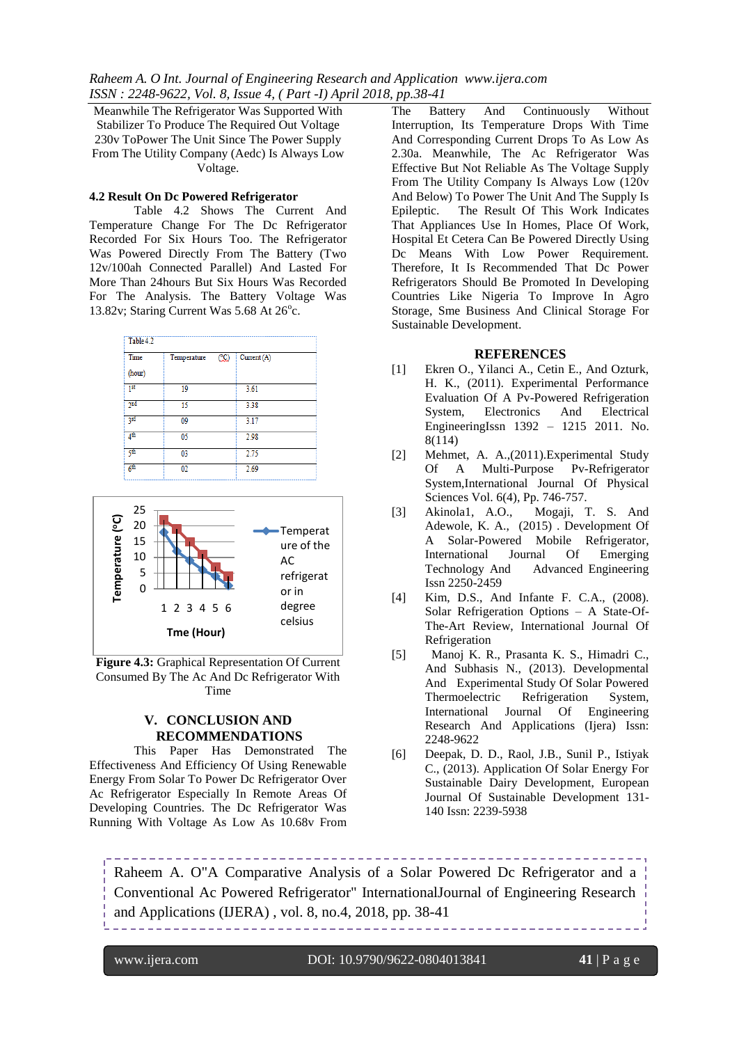Meanwhile The Refrigerator Was Supported With Stabilizer To Produce The Required Out Voltage 230v ToPower The Unit Since The Power Supply From The Utility Company (Aedc) Is Always Low Voltage.

### 4.2 Result On Dc Powered Refrigerator

Table 4.2 Shows The Current And Temperature Change For The Dc Refrigerator Recorded For Six Hours Too. The Refrigerator Was Powered Directly From The Battery (Two 12v/100ah Connected Parallel) And Lasted For More Than 24hours But Six Hours Was Recorded For The Analysis. The Battery Voltage Was 13.82v; Staring Current Was 5.68 At 26°c.

Table 4.2

| Time (hour) | Temperature (°C) | Current (A) |
|---|---|---|
| 1st | 19 | 3.61 |
| 2nd | 15 | 3.38 |
| 3rd | 09 | 3.17 |
| 4th | 05 | 2.98 |
| 5th | 03 | 2.75 |
| 6th | 02 | 2.69 |

Temperature (°C)
25
20
15
10
5
0
1 2 3 4 5 6
Tme (Hour)
Temperature of the AC refrigerator in degree celsius

**Figure 4.3:** Graphical Representation Of Current Consumed By The Ac And Dc Refrigerator With Time

## V. CONCLUSION AND RECOMMENDATIONS

This Paper Has Demonstrated The Effectiveness And Efficiency Of Using Renewable Energy From Solar To Power Dc Refrigerator Over Ac Refrigerator Especially In Remote Areas Of Developing Countries. The Dc Refrigerator Was Running With Voltage As Low As 10.68v From The Battery And Continuously Without Interruption, Its Temperature Drops With Time And Corresponding Current Drops To As Low As 2.30a. Meanwhile, The Ac Refrigerator Was Effective But Not Reliable As The Voltage Supply From The Utility Company Is Always Low (120v And Below) To Power The Unit And The Supply Is Epileptic. The Result Of This Work Indicates That Appliances Use In Homes, Place Of Work, Hospital Et Cetera Can Be Powered Directly Using Dc Means With Low Power Requirement. Therefore, It Is Recommended That Dc Power Refrigerators Should Be Promoted In Developing Countries Like Nigeria To Improve In Agro Storage, Sme Business And Clinical Storage For Sustainable Development.

## REFERENCES

[1] Ekren O., Yilanci A., Cetin E., And Ozturk, H. K., (2011). Experimental Performance Evaluation Of A Pv-Powered Refrigeration System, Electronics And Electrical EngineeringIssn 1392 – 1215 2011. No. 8(114)

[2] Mehmet, A. A.,(2011).Experimental Study Of A Multi-Purpose Pv-Refrigerator System,International Journal Of Physical Sciences Vol. 6(4), Pp. 746-757.

[3] Akinola1, A.O., Mogaji, T. S. And Adewole, K. A., (2015) . Development Of A Solar-Powered Mobile Refrigerator, International Journal Of Emerging Technology And Advanced Engineering Issn 2250-2459

[4] Kim, D.S., And Infante F. C.A., (2008). Solar Refrigeration Options – A State-Of-The-Art Review, International Journal Of Refrigeration

[5] Manoj K. R., Prasanta K. S., Himadri C., And Subhasis N., (2013). Developmental And Experimental Study Of Solar Powered Thermoelectric Refrigeration System, International Journal Of Engineering Research And Applications (Ijera) Issn: 2248-9622

[6] Deepak, D. D., Raol, J.B., Sunil P., Istiyak C., (2013). Application Of Solar Energy For Sustainable Dairy Development, European Journal Of Sustainable Development 131-140 Issn: 2239-5938

Raheem A. O"A Comparative Analysis of a Solar Powered Dc Refrigerator and a Conventional Ac Powered Refrigerator" InternationalJournal of Engineering Research and Applications (IJERA) , vol. 8, no.4, 2018, pp. 38-41